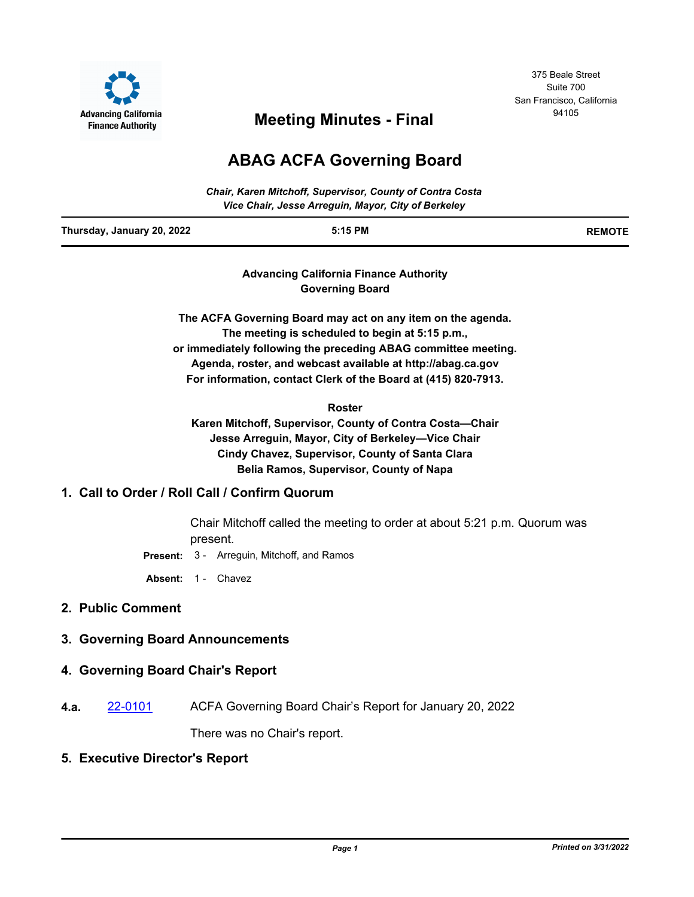Advancing California Finance Authority

375 Beale Street
Suite 700
San Francisco, California
94105

# Meeting Minutes - Final

# ABAG ACFA Governing Board

*Chair, Karen Mitchoff, Supervisor, County of Contra Costa*
*Vice Chair, Jesse Arreguin, Mayor, City of Berkeley*

**Thursday, January 20, 2022** | **5:15 PM** | **REMOTE**

**Advancing California Finance Authority**
**Governing Board**

**The ACFA Governing Board may act on any item on the agenda.**
**The meeting is scheduled to begin at 5:15 p.m.,**
**or immediately following the preceding ABAG committee meeting.**
**Agenda, roster, and webcast available at http://abag.ca.gov**
**For information, contact Clerk of the Board at (415) 820-7913.**

**Roster**
**Karen Mitchoff, Supervisor, County of Contra Costa—Chair**
**Jesse Arreguin, Mayor, City of Berkeley—Vice Chair**
**Cindy Chavez, Supervisor, County of Santa Clara**
**Belia Ramos, Supervisor, County of Napa**

## 1. Call to Order / Roll Call / Confirm Quorum

Chair Mitchoff called the meeting to order at about 5:21 p.m. Quorum was present.

**Present:** 3 - Arreguin, Mitchoff, and Ramos

**Absent:** 1 - Chavez

## 2. Public Comment

## 3. Governing Board Announcements

## 4. Governing Board Chair's Report

**4.a.** 22-0101 ACFA Governing Board Chair's Report for January 20, 2022

There was no Chair's report.

## 5. Executive Director's Report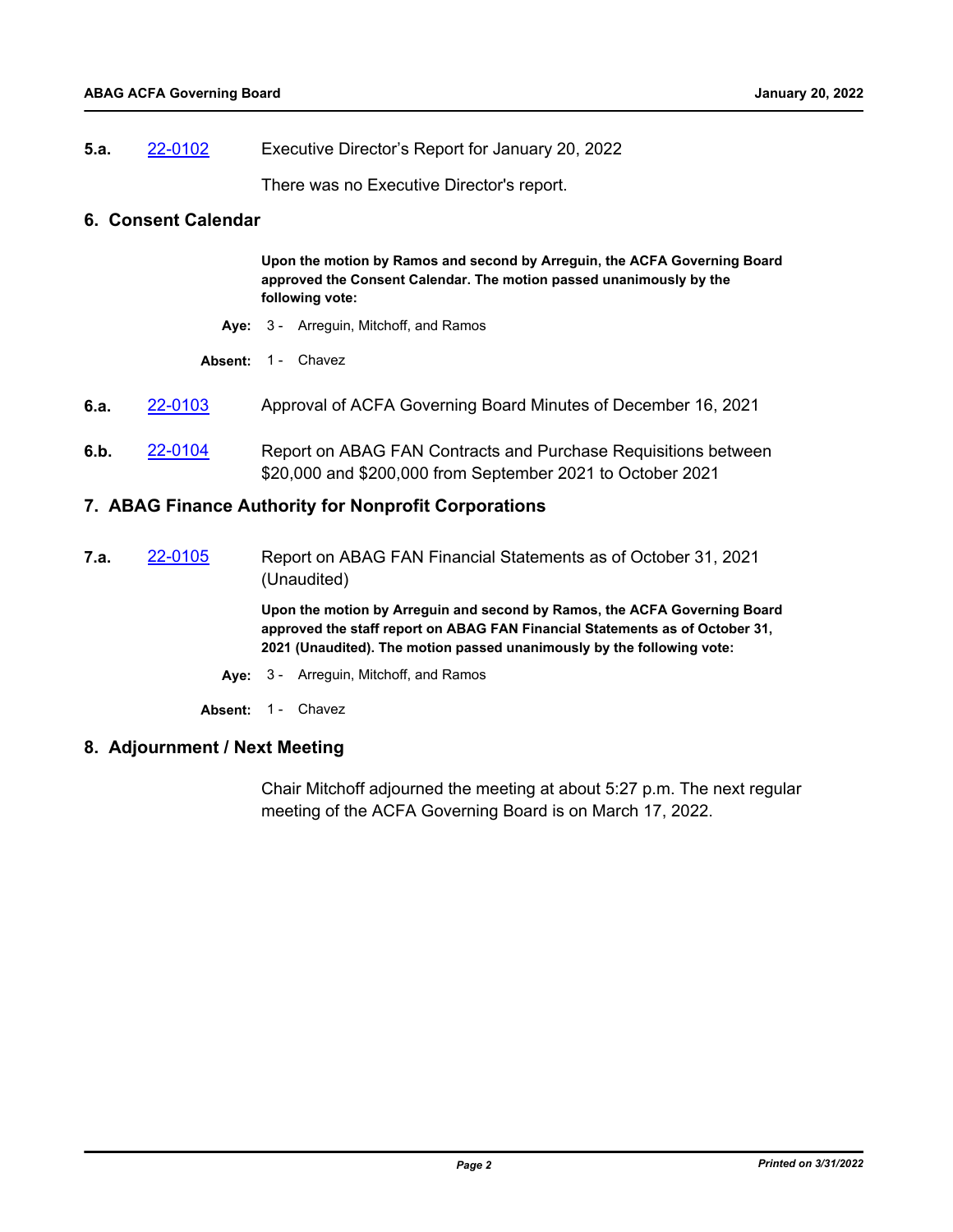**5.a.** 22-0102 Executive Director's Report for January 20, 2022

There was no Executive Director's report.

## 6. Consent Calendar

**Upon the motion by Ramos and second by Arreguin, the ACFA Governing Board approved the Consent Calendar. The motion passed unanimously by the following vote:**

**Aye:** 3 - Arreguin, Mitchoff, and Ramos

**Absent:** 1 - Chavez

**6.a.** 22-0103 Approval of ACFA Governing Board Minutes of December 16, 2021

**6.b.** 22-0104 Report on ABAG FAN Contracts and Purchase Requisitions between $20,000 and $200,000 from September 2021 to October 2021

## 7. ABAG Finance Authority for Nonprofit Corporations

**7.a.** 22-0105 Report on ABAG FAN Financial Statements as of October 31, 2021 (Unaudited)

**Upon the motion by Arreguin and second by Ramos, the ACFA Governing Board approved the staff report on ABAG FAN Financial Statements as of October 31, 2021 (Unaudited). The motion passed unanimously by the following vote:**

**Aye:** 3 - Arreguin, Mitchoff, and Ramos

**Absent:** 1 - Chavez

## 8. Adjournment / Next Meeting

Chair Mitchoff adjourned the meeting at about 5:27 p.m. The next regular meeting of the ACFA Governing Board is on March 17, 2022.